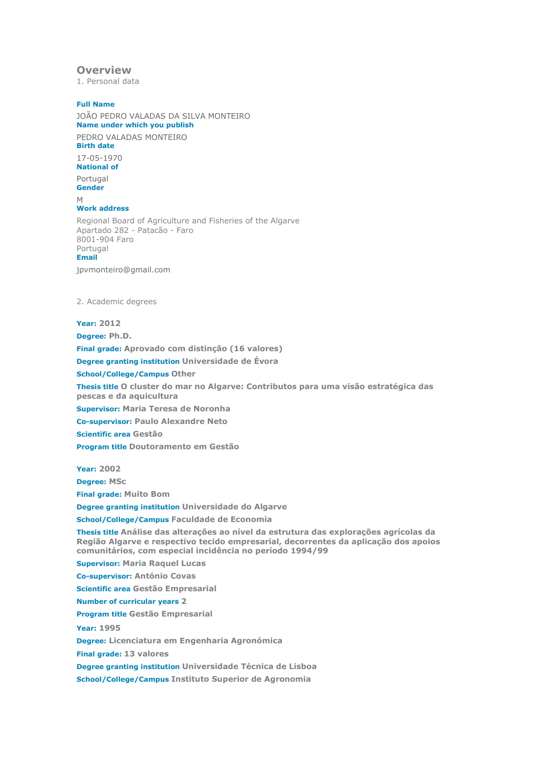# Overview

1. Personal data

**Full Name**

JOÃO PEDRO VALADAS DA SILVA MONTEIRO

**Name under which you publish**

PEDRO VALADAS MONTEIRO

**Birth date**

17-05-1970

**National of**

Portugal

**Gender**

M

**Work address**

Regional Board of Agriculture and Fisheries of the Algarve
Apartado 282 - Patacão - Faro
8001-904 Faro
Portugal

**Email**

jpvmonteiro@gmail.com

2. Academic degrees

**Year:** 2012

**Degree:** Ph.D.

**Final grade:** Aprovado com distinção (16 valores)

**Degree granting institution** Universidade de Évora

**School/College/Campus** Other

**Thesis title** O cluster do mar no Algarve: Contributos para uma visão estratégica das pescas e da aquicultura

**Supervisor:** Maria Teresa de Noronha

**Co-supervisor:** Paulo Alexandre Neto

**Scientific area** Gestão

**Program title** Doutoramento em Gestão

**Year:** 2002

**Degree:** MSc

**Final grade:** Muito Bom

**Degree granting institution** Universidade do Algarve

**School/College/Campus** Faculdade de Economia

**Thesis title** Análise das alterações ao nível da estrutura das explorações agrícolas da Região Algarve e respectivo tecido empresarial, decorrentes da aplicação dos apoios comunitários, com especial incidência no período 1994/99

**Supervisor:** Maria Raquel Lucas

**Co-supervisor:** António Covas

**Scientific area** Gestão Empresarial

**Number of curricular years** 2

**Program title** Gestão Empresarial

**Year:** 1995

**Degree:** Licenciatura em Engenharia Agronómica

**Final grade:** 13 valores

**Degree granting institution** Universidade Técnica de Lisboa

**School/College/Campus** Instituto Superior de Agronomia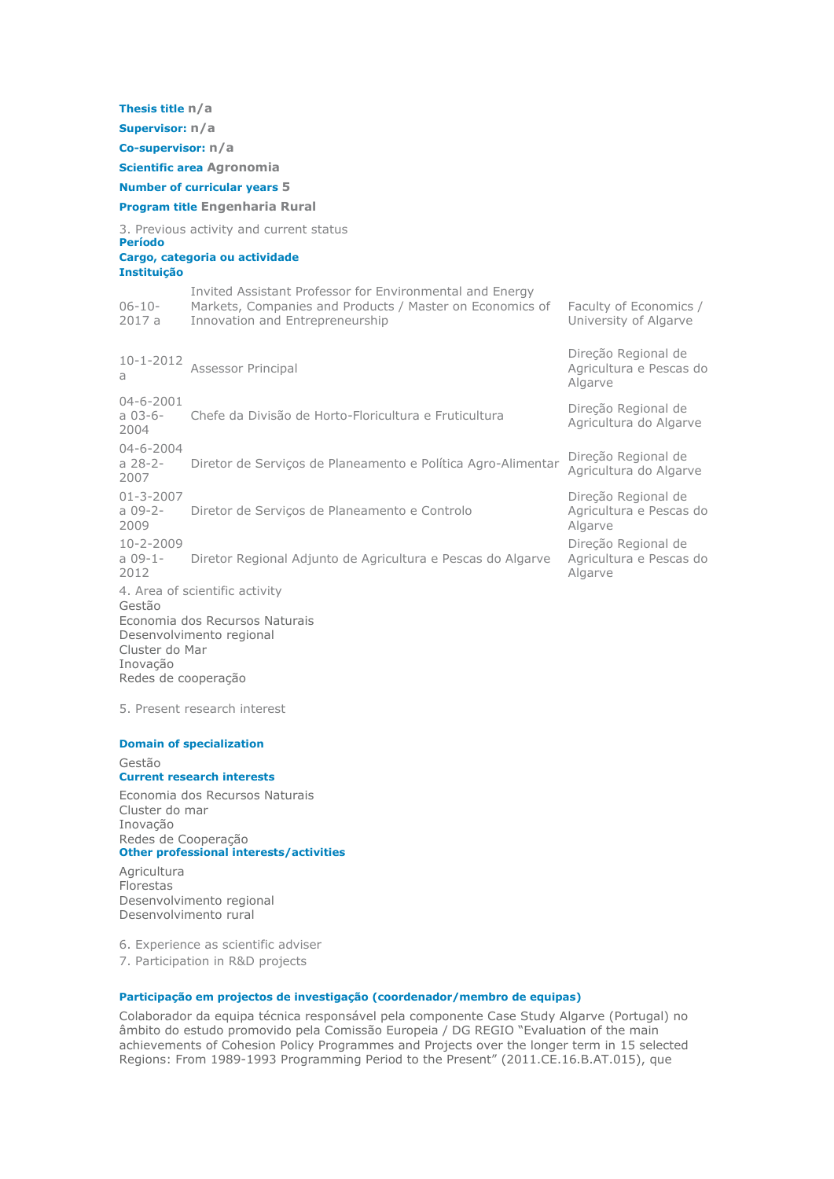**Thesis title** n/a

**Supervisor:** n/a

**Co-supervisor:** n/a

**Scientific area** Agronomia

**Number of curricular years** 5

**Program title** Engenharia Rural

3. Previous activity and current status

| Período | Cargo, categoria ou actividade | Instituição |
|---|---|---|
| 06-10-2017 a | Invited Assistant Professor for Environmental and Energy Markets, Companies and Products / Master on Economics of Innovation and Entrepreneurship | Faculty of Economics / University of Algarve |
| 10-1-2012 a | Assessor Principal | Direção Regional de Agricultura e Pescas do Algarve |
| 04-6-2001 a 03-6-2004 | Chefe da Divisão de Horto-Floricultura e Fruticultura | Direção Regional de Agricultura do Algarve |
| 04-6-2004 a 28-2-2007 | Diretor de Serviços de Planeamento e Política Agro-Alimentar | Direção Regional de Agricultura do Algarve |
| 01-3-2007 a 09-2-2009 | Diretor de Serviços de Planeamento e Controlo | Direção Regional de Agricultura e Pescas do Algarve |
| 10-2-2009 a 09-1-2012 | Diretor Regional Adjunto de Agricultura e Pescas do Algarve | Direção Regional de Agricultura e Pescas do Algarve |

4. Area of scientific activity

Gestão
Economia dos Recursos Naturais
Desenvolvimento regional
Cluster do Mar
Inovação
Redes de cooperação

5. Present research interest

**Domain of specialization**

Gestão

**Current research interests**

Economia dos Recursos Naturais
Cluster do mar
Inovação
Redes de Cooperação

**Other professional interests/activities**

Agricultura
Florestas
Desenvolvimento regional
Desenvolvimento rural

6. Experience as scientific adviser

7. Participation in R&D projects

**Participação em projectos de investigação (coordenador/membro de equipas)**

Colaborador da equipa técnica responsável pela componente Case Study Algarve (Portugal) no âmbito do estudo promovido pela Comissão Europeia / DG REGIO "Evaluation of the main achievements of Cohesion Policy Programmes and Projects over the longer term in 15 selected Regions: From 1989-1993 Programming Period to the Present" (2011.CE.16.B.AT.015), que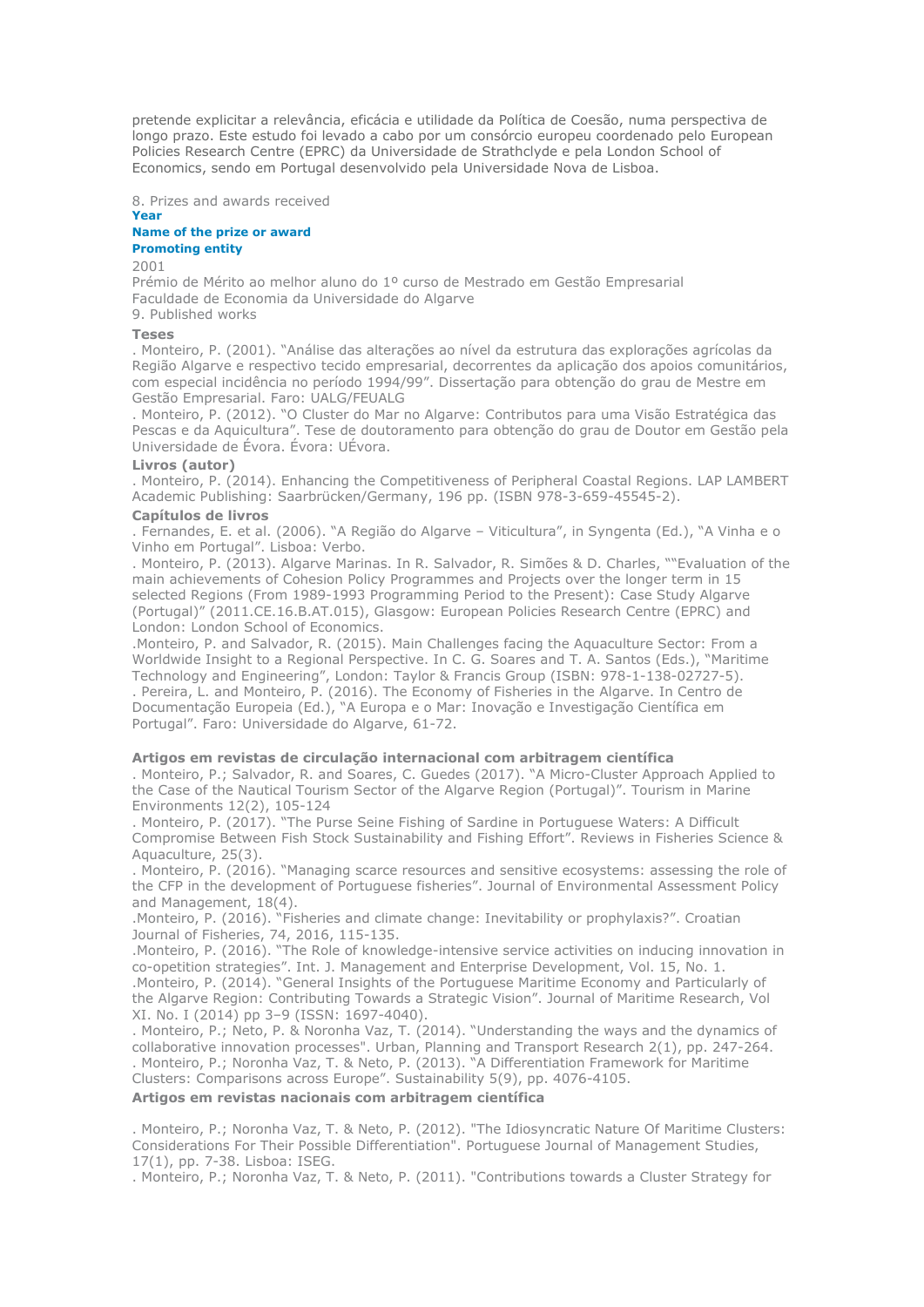pretende explicitar a relevância, eficácia e utilidade da Política de Coesão, numa perspectiva de longo prazo. Este estudo foi levado a cabo por um consórcio europeu coordenado pelo European Policies Research Centre (EPRC) da Universidade de Strathclyde e pela London School of Economics, sendo em Portugal desenvolvido pela Universidade Nova de Lisboa.

8. Prizes and awards received

**Year**
**Name of the prize or award**
**Promoting entity**

2001
Prémio de Mérito ao melhor aluno do 1º curso de Mestrado em Gestão Empresarial
Faculdade de Economia da Universidade do Algarve

9. Published works

**Teses**

. Monteiro, P. (2001). "Análise das alterações ao nível da estrutura das explorações agrícolas da Região Algarve e respectivo tecido empresarial, decorrentes da aplicação dos apoios comunitários, com especial incidência no período 1994/99". Dissertação para obtenção do grau de Mestre em Gestão Empresarial. Faro: UALG/FEUALG
. Monteiro, P. (2012). "O Cluster do Mar no Algarve: Contributos para uma Visão Estratégica das Pescas e da Aquicultura". Tese de doutoramento para obtenção do grau de Doutor em Gestão pela Universidade de Évora. Évora: UÉvora.

**Livros (autor)**

. Monteiro, P. (2014). Enhancing the Competitiveness of Peripheral Coastal Regions. LAP LAMBERT Academic Publishing: Saarbrücken/Germany, 196 pp. (ISBN 978-3-659-45545-2).

**Capítulos de livros**

. Fernandes, E. et al. (2006). "A Região do Algarve – Viticultura", in Syngenta (Ed.), "A Vinha e o Vinho em Portugal". Lisboa: Verbo.
. Monteiro, P. (2013). Algarve Marinas. In R. Salvador, R. Simões & D. Charles, ""Evaluation of the main achievements of Cohesion Policy Programmes and Projects over the longer term in 15 selected Regions (From 1989-1993 Programming Period to the Present): Case Study Algarve (Portugal)" (2011.CE.16.B.AT.015), Glasgow: European Policies Research Centre (EPRC) and London: London School of Economics.
.Monteiro, P. and Salvador, R. (2015). Main Challenges facing the Aquaculture Sector: From a Worldwide Insight to a Regional Perspective. In C. G. Soares and T. A. Santos (Eds.), "Maritime Technology and Engineering", London: Taylor & Francis Group (ISBN: 978-1-138-02727-5).
. Pereira, L. and Monteiro, P. (2016). The Economy of Fisheries in the Algarve. In Centro de Documentação Europeia (Ed.), "A Europa e o Mar: Inovação e Investigação Científica em Portugal". Faro: Universidade do Algarve, 61-72.

**Artigos em revistas de circulação internacional com arbitragem científica**

. Monteiro, P.; Salvador, R. and Soares, C. Guedes (2017). "A Micro-Cluster Approach Applied to the Case of the Nautical Tourism Sector of the Algarve Region (Portugal)". Tourism in Marine Environments 12(2), 105-124
. Monteiro, P. (2017). "The Purse Seine Fishing of Sardine in Portuguese Waters: A Difficult Compromise Between Fish Stock Sustainability and Fishing Effort". Reviews in Fisheries Science & Aquaculture, 25(3).
. Monteiro, P. (2016). "Managing scarce resources and sensitive ecosystems: assessing the role of the CFP in the development of Portuguese fisheries". Journal of Environmental Assessment Policy and Management, 18(4).
.Monteiro, P. (2016). "Fisheries and climate change: Inevitability or prophylaxis?". Croatian Journal of Fisheries, 74, 2016, 115-135.
.Monteiro, P. (2016). "The Role of knowledge-intensive service activities on inducing innovation in co-opetition strategies". Int. J. Management and Enterprise Development, Vol. 15, No. 1.
.Monteiro, P. (2014). "General Insights of the Portuguese Maritime Economy and Particularly of the Algarve Region: Contributing Towards a Strategic Vision". Journal of Maritime Research, Vol XI. No. I (2014) pp 3–9 (ISSN: 1697-4040).
. Monteiro, P.; Neto, P. & Noronha Vaz, T. (2014). "Understanding the ways and the dynamics of collaborative innovation processes". Urban, Planning and Transport Research 2(1), pp. 247-264.
. Monteiro, P.; Noronha Vaz, T. & Neto, P. (2013). "A Differentiation Framework for Maritime Clusters: Comparisons across Europe". Sustainability 5(9), pp. 4076-4105.

**Artigos em revistas nacionais com arbitragem científica**

. Monteiro, P.; Noronha Vaz, T. & Neto, P. (2012). "The Idiosyncratic Nature Of Maritime Clusters: Considerations For Their Possible Differentiation". Portuguese Journal of Management Studies, 17(1), pp. 7-38. Lisboa: ISEG.
. Monteiro, P.; Noronha Vaz, T. & Neto, P. (2011). "Contributions towards a Cluster Strategy for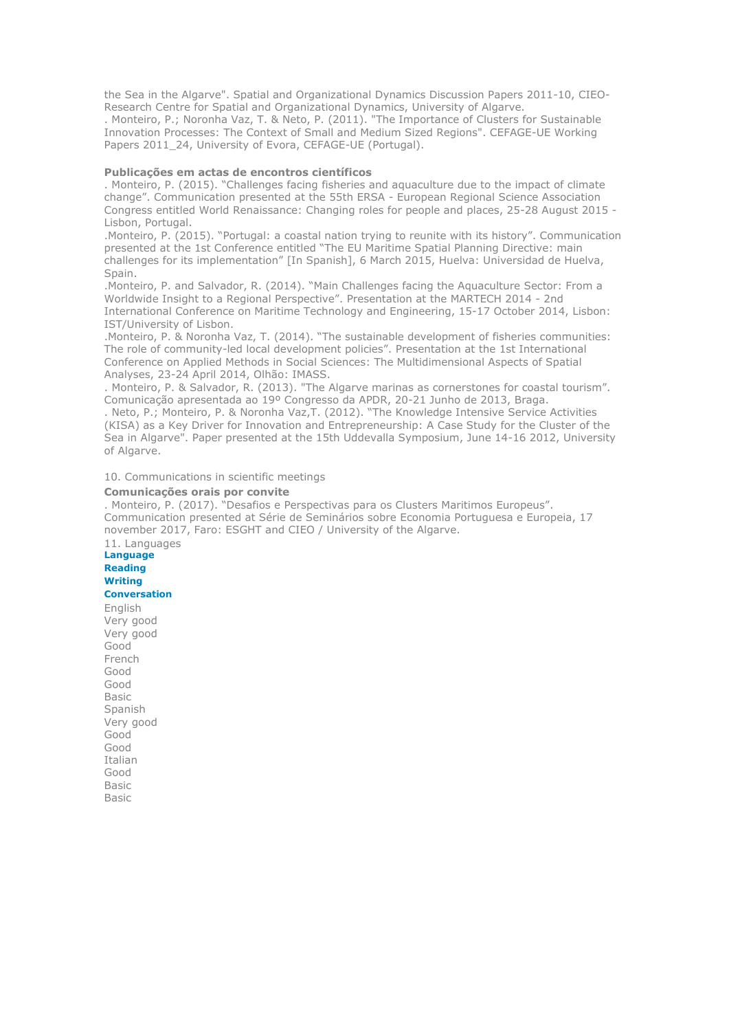the Sea in the Algarve". Spatial and Organizational Dynamics Discussion Papers 2011-10, CIEO-Research Centre for Spatial and Organizational Dynamics, University of Algarve.
. Monteiro, P.; Noronha Vaz, T. & Neto, P. (2011). "The Importance of Clusters for Sustainable Innovation Processes: The Context of Small and Medium Sized Regions". CEFAGE-UE Working Papers 2011_24, University of Evora, CEFAGE-UE (Portugal).

**Publicações em actas de encontros científicos**

. Monteiro, P. (2015). "Challenges facing fisheries and aquaculture due to the impact of climate change". Communication presented at the 55th ERSA - European Regional Science Association Congress entitled World Renaissance: Changing roles for people and places, 25-28 August 2015 - Lisbon, Portugal.
.Monteiro, P. (2015). "Portugal: a coastal nation trying to reunite with its history". Communication presented at the 1st Conference entitled "The EU Maritime Spatial Planning Directive: main challenges for its implementation" [In Spanish], 6 March 2015, Huelva: Universidad de Huelva, Spain.
.Monteiro, P. and Salvador, R. (2014). "Main Challenges facing the Aquaculture Sector: From a Worldwide Insight to a Regional Perspective". Presentation at the MARTECH 2014 - 2nd International Conference on Maritime Technology and Engineering, 15-17 October 2014, Lisbon: IST/University of Lisbon.
.Monteiro, P. & Noronha Vaz, T. (2014). "The sustainable development of fisheries communities: The role of community-led local development policies". Presentation at the 1st International Conference on Applied Methods in Social Sciences: The Multidimensional Aspects of Spatial Analyses, 23-24 April 2014, Olhão: IMASS.
. Monteiro, P. & Salvador, R. (2013). "The Algarve marinas as cornerstones for coastal tourism". Comunicação apresentada ao 19º Congresso da APDR, 20-21 Junho de 2013, Braga.
. Neto, P.; Monteiro, P. & Noronha Vaz,T. (2012). "The Knowledge Intensive Service Activities (KISA) as a Key Driver for Innovation and Entrepreneurship: A Case Study for the Cluster of the Sea in Algarve". Paper presented at the 15th Uddevalla Symposium, June 14-16 2012, University of Algarve.

10. Communications in scientific meetings

**Comunicações orais por convite**

. Monteiro, P. (2017). "Desafios e Perspectivas para os Clusters Maritimos Europeus". Communication presented at Série de Seminários sobre Economia Portuguesa e Europeia, 17 november 2017, Faro: ESGHT and CIEO / University of the Algarve.

11. Languages

| Language | Reading | Writing | Conversation |
|---|---|---|---|
| English | Very good | Very good | Good |
| French | Good | Good | Basic |
| Spanish | Very good | Good | Good |
| Italian | Good | Basic | Basic |